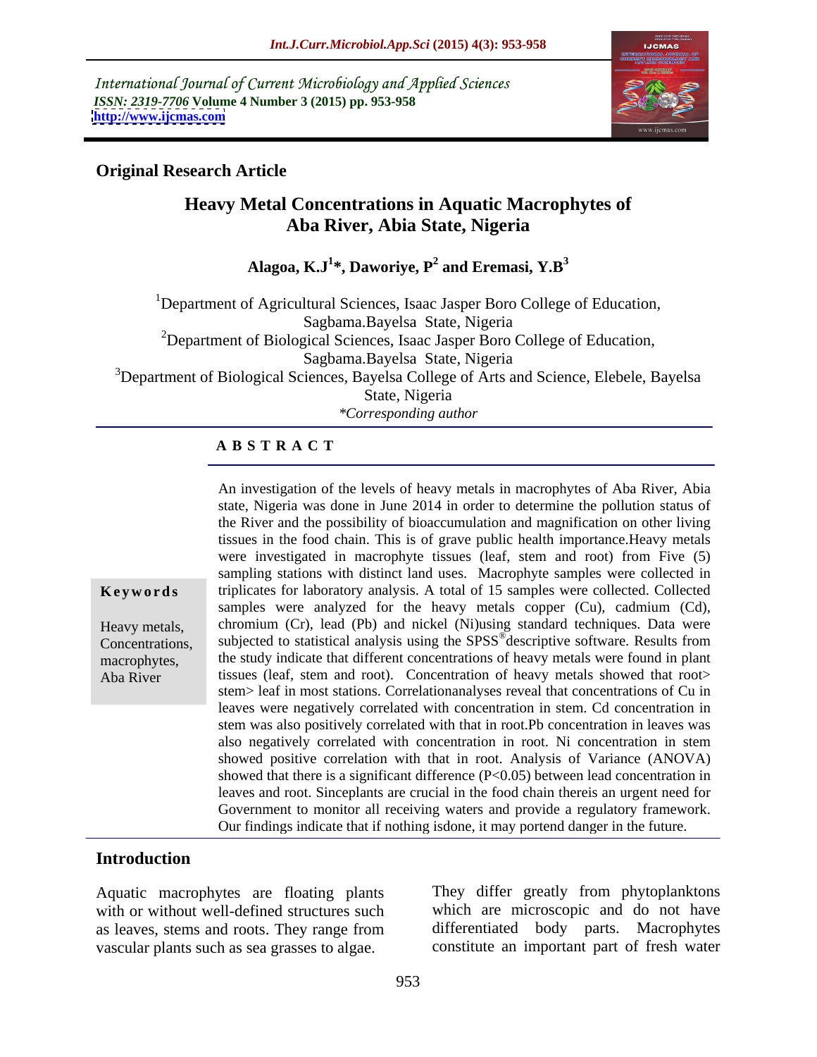International Journal of Current Microbiology and Applied Sciences
*ISSN: 2319-7706* **Volume 4 Number 3 (2015) pp. 953-958**
**http://www.ijcmas.com**

**Original Research Article**

# Heavy Metal Concentrations in Aquatic Macrophytes of Aba River, Abia State, Nigeria

**Alagoa, K.J[1]\*, Daworiye, P[2] and Eremasi, Y.B[3]**

[1]Department of Agricultural Sciences, Isaac Jasper Boro College of Education, Sagbama.Bayelsa State, Nigeria
[2]Department of Biological Sciences, Isaac Jasper Boro College of Education, Sagbama.Bayelsa State, Nigeria
[3]Department of Biological Sciences, Bayelsa College of Arts and Science, Elebele, Bayelsa State, Nigeria
*\*Corresponding author*

## ABSTRACT

**Keywords**

Heavy metals, Concentrations, macrophytes, Aba River

An investigation of the levels of heavy metals in macrophytes of Aba River, Abia state, Nigeria was done in June 2014 in order to determine the pollution status of the River and the possibility of bioaccumulation and magnification on other living tissues in the food chain. This is of grave public health importance.Heavy metals were investigated in macrophyte tissues (leaf, stem and root) from Five (5) sampling stations with distinct land uses. Macrophyte samples were collected in triplicates for laboratory analysis. A total of 15 samples were collected. Collected samples were analyzed for the heavy metals copper (Cu), cadmium (Cd), chromium (Cr), lead (Pb) and nickel (Ni)using standard techniques. Data were subjected to statistical analysis using the SPSS® descriptive software. Results from the study indicate that different concentrations of heavy metals were found in plant tissues (leaf, stem and root). Concentration of heavy metals showed that root> stem> leaf in most stations. Correlationanalyses reveal that concentrations of Cu in leaves were negatively correlated with concentration in stem. Cd concentration in stem was also positively correlated with that in root.Pb concentration in leaves was also negatively correlated with concentration in root. Ni concentration in stem showed positive correlation with that in root. Analysis of Variance (ANOVA) showed that there is a significant difference ($P<0.05$) between lead concentration in leaves and root. Sinceplants are crucial in the food chain thereis an urgent need for Government to monitor all receiving waters and provide a regulatory framework. Our findings indicate that if nothing isdone, it may portend danger in the future.

## Introduction

Aquatic macrophytes are floating plants with or without well-defined structures such as leaves, stems and roots. They range from vascular plants such as sea grasses to algae. They differ greatly from phytoplanktons which are microscopic and do not have differentiated body parts. Macrophytes constitute an important part of fresh water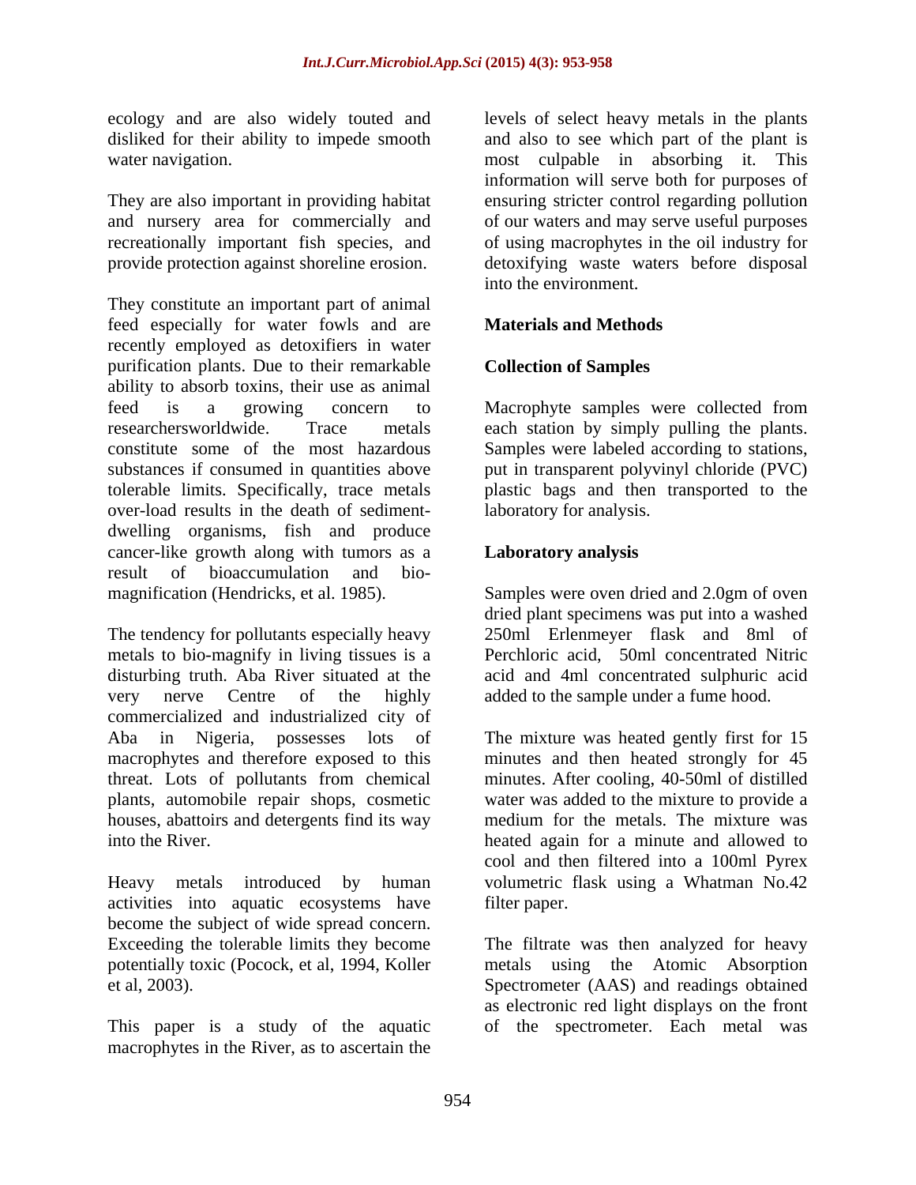ecology and are also widely touted and disliked for their ability to impede smooth water navigation.

They are also important in providing habitat and nursery area for commercially and recreationally important fish species, and provide protection against shoreline erosion.

They constitute an important part of animal feed especially for water fowls and are recently employed as detoxifiers in water purification plants. Due to their remarkable ability to absorb toxins, their use as animal feed is a growing concern to researchersworldwide. Trace metals constitute some of the most hazardous substances if consumed in quantities above tolerable limits. Specifically, trace metals over-load results in the death of sediment-dwelling organisms, fish and produce cancer-like growth along with tumors as a result of bioaccumulation and bio-magnification (Hendricks, et al. 1985).

The tendency for pollutants especially heavy metals to bio-magnify in living tissues is a disturbing truth. Aba River situated at the very nerve Centre of the highly commercialized and industrialized city of Aba in Nigeria, possesses lots of macrophytes and therefore exposed to this threat. Lots of pollutants from chemical plants, automobile repair shops, cosmetic houses, abattoirs and detergents find its way into the River.

Heavy metals introduced by human activities into aquatic ecosystems have become the subject of wide spread concern. Exceeding the tolerable limits they become potentially toxic (Pocock, et al, 1994, Koller et al, 2003).

This paper is a study of the aquatic macrophytes in the River, as to ascertain the levels of select heavy metals in the plants and also to see which part of the plant is most culpable in absorbing it. This information will serve both for purposes of ensuring stricter control regarding pollution of our waters and may serve useful purposes of using macrophytes in the oil industry for detoxifying waste waters before disposal into the environment.

## Materials and Methods

### Collection of Samples

Macrophyte samples were collected from each station by simply pulling the plants. Samples were labeled according to stations, put in transparent polyvinyl chloride (PVC) plastic bags and then transported to the laboratory for analysis.

### Laboratory analysis

Samples were oven dried and 2.0gm of oven dried plant specimens was put into a washed 250ml Erlenmeyer flask and 8ml of Perchloric acid, 50ml concentrated Nitric acid and 4ml concentrated sulphuric acid added to the sample under a fume hood.

The mixture was heated gently first for 15 minutes and then heated strongly for 45 minutes. After cooling, 40-50ml of distilled water was added to the mixture to provide a medium for the metals. The mixture was heated again for a minute and allowed to cool and then filtered into a 100ml Pyrex volumetric flask using a Whatman No.42 filter paper.

The filtrate was then analyzed for heavy metals using the Atomic Absorption Spectrometer (AAS) and readings obtained as electronic red light displays on the front of the spectrometer. Each metal was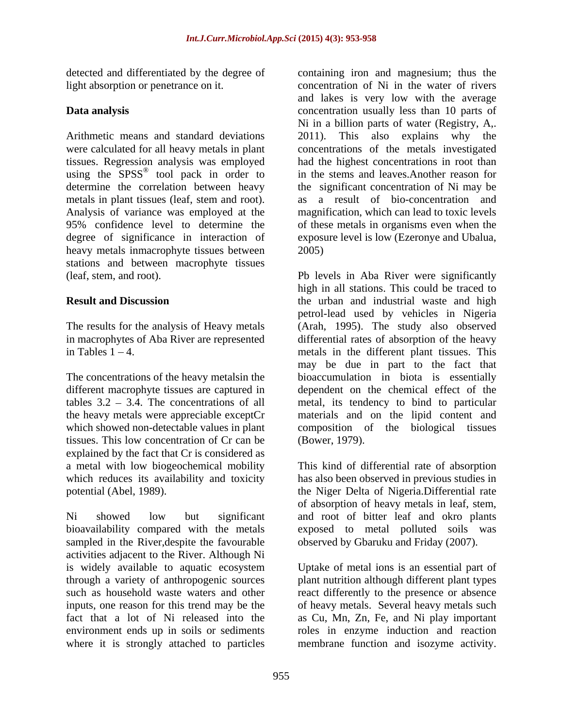detected and differentiated by the degree of light absorption or penetrance on it.

## Data analysis

Arithmetic means and standard deviations were calculated for all heavy metals in plant tissues. Regression analysis was employed using the SPSS® tool pack in order to determine the correlation between heavy metals in plant tissues (leaf, stem and root). Analysis of variance was employed at the 95% confidence level to determine the degree of significance in interaction of heavy metals inmacrophyte tissues between stations and between macrophyte tissues (leaf, stem, and root).

## Result and Discussion

The results for the analysis of Heavy metals in macrophytes of Aba River are represented in Tables 1 – 4.

The concentrations of the heavy metalsin the different macrophyte tissues are captured in tables 3.2 – 3.4. The concentrations of all the heavy metals were appreciable exceptCr which showed non-detectable values in plant tissues. This low concentration of Cr can be explained by the fact that Cr is considered as a metal with low biogeochemical mobility which reduces its availability and toxicity potential (Abel, 1989).

Ni showed low but significant bioavailability compared with the metals sampled in the River,despite the favourable activities adjacent to the River. Although Ni is widely available to aquatic ecosystem through a variety of anthropogenic sources such as household waste waters and other inputs, one reason for this trend may be the fact that a lot of Ni released into the environment ends up in soils or sediments where it is strongly attached to particles containing iron and magnesium; thus the concentration of Ni in the water of rivers and lakes is very low with the average concentration usually less than 10 parts of Ni in a billion parts of water (Registry, A,. 2011). This also explains why the concentrations of the metals investigated had the highest concentrations in root than in the stems and leaves.Another reason for the significant concentration of Ni may be as a result of bio-concentration and magnification, which can lead to toxic levels of these metals in organisms even when the exposure level is low (Ezeronye and Ubalua, 2005)

Pb levels in Aba River were significantly high in all stations. This could be traced to the urban and industrial waste and high petrol-lead used by vehicles in Nigeria (Arah, 1995). The study also observed differential rates of absorption of the heavy metals in the different plant tissues. This may be due in part to the fact that bioaccumulation in biota is essentially dependent on the chemical effect of the metal, its tendency to bind to particular materials and on the lipid content and composition of the biological tissues (Bower, 1979).

This kind of differential rate of absorption has also been observed in previous studies in the Niger Delta of Nigeria.Differential rate of absorption of heavy metals in leaf, stem, and root of bitter leaf and okro plants exposed to metal polluted soils was observed by Gbaruku and Friday (2007).

Uptake of metal ions is an essential part of plant nutrition although different plant types react differently to the presence or absence of heavy metals. Several heavy metals such as Cu, Mn, Zn, Fe, and Ni play important roles in enzyme induction and reaction membrane function and isozyme activity.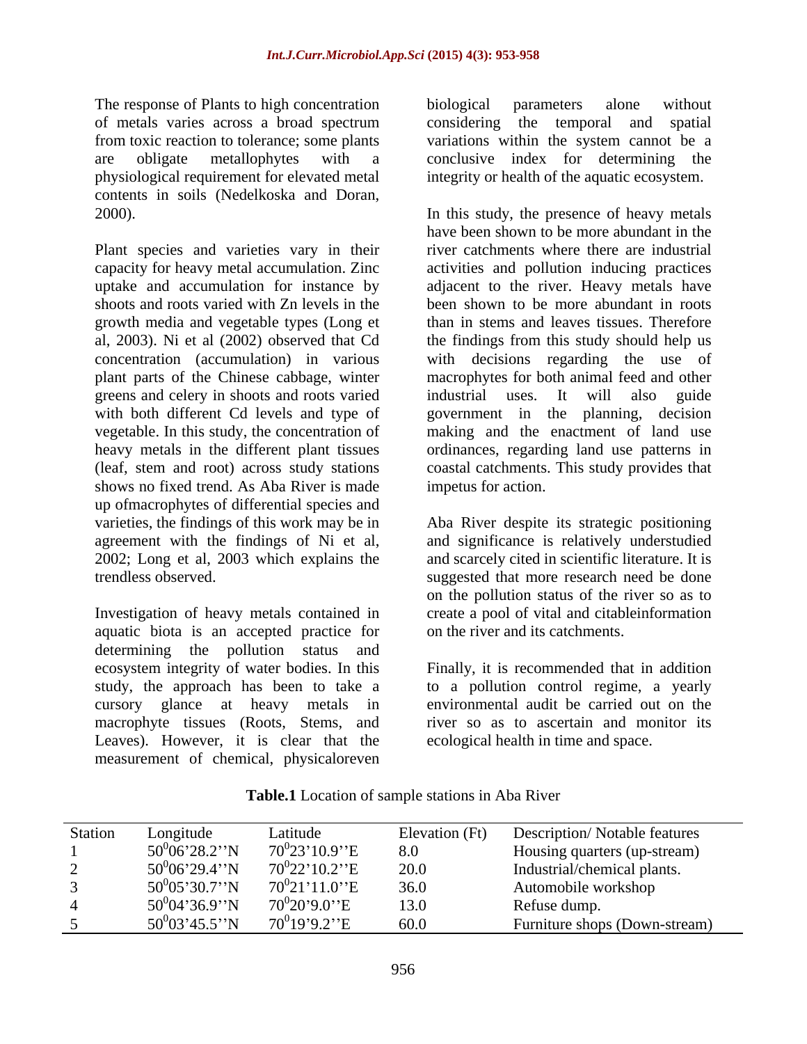The response of Plants to high concentration of metals varies across a broad spectrum from toxic reaction to tolerance; some plants are obligate metallophytes with a physiological requirement for elevated metal contents in soils (Nedelkoska and Doran, 2000).

Plant species and varieties vary in their capacity for heavy metal accumulation. Zinc uptake and accumulation for instance by shoots and roots varied with Zn levels in the growth media and vegetable types (Long et al, 2003). Ni et al (2002) observed that Cd concentration (accumulation) in various plant parts of the Chinese cabbage, winter greens and celery in shoots and roots varied with both different Cd levels and type of vegetable. In this study, the concentration of heavy metals in the different plant tissues (leaf, stem and root) across study stations shows no fixed trend. As Aba River is made up ofmacrophytes of differential species and varieties, the findings of this work may be in agreement with the findings of Ni et al, 2002; Long et al, 2003 which explains the trendless observed.

Investigation of heavy metals contained in aquatic biota is an accepted practice for determining the pollution status and ecosystem integrity of water bodies. In this study, the approach has been to take a cursory glance at heavy metals in macrophyte tissues (Roots, Stems, and Leaves). However, it is clear that the measurement of chemical, physicaloreven biological parameters alone without considering the temporal and spatial variations within the system cannot be a conclusive index for determining the integrity or health of the aquatic ecosystem.

In this study, the presence of heavy metals have been shown to be more abundant in the river catchments where there are industrial activities and pollution inducing practices adjacent to the river. Heavy metals have been shown to be more abundant in roots than in stems and leaves tissues. Therefore the findings from this study should help us with decisions regarding the use of macrophytes for both animal feed and other industrial uses. It will also guide government in the planning, decision making and the enactment of land use ordinances, regarding land use patterns in coastal catchments. This study provides that impetus for action.

Aba River despite its strategic positioning and significance is relatively understudied and scarcely cited in scientific literature. It is suggested that more research need be done on the pollution status of the river so as to create a pool of vital and citableinformation on the river and its catchments.

Finally, it is recommended that in addition to a pollution control regime, a yearly environmental audit be carried out on the river so as to ascertain and monitor its ecological health in time and space.

**Table.1** Location of sample stations in Aba River

| Station | Longitude | Latitude | Elevation (Ft) | Description/ Notable features |
|---|---|---|---|---|
| 1 | $50^0$06'28.2''N | $70^0$23'10.9''E | 8.0 | Housing quarters (up-stream) |
| 2 | $50^0$06'29.4''N | $70^0$22'10.2''E | 20.0 | Industrial/chemical plants. |
| 3 | $50^0$05'30.7''N | $70^0$21'11.0''E | 36.0 | Automobile workshop |
| 4 | $50^0$04'36.9''N | $70^0$20'9.0''E | 13.0 | Refuse dump. |
| 5 | $50^0$03'45.5''N | $70^0$19'9.2''E | 60.0 | Furniture shops (Down-stream) |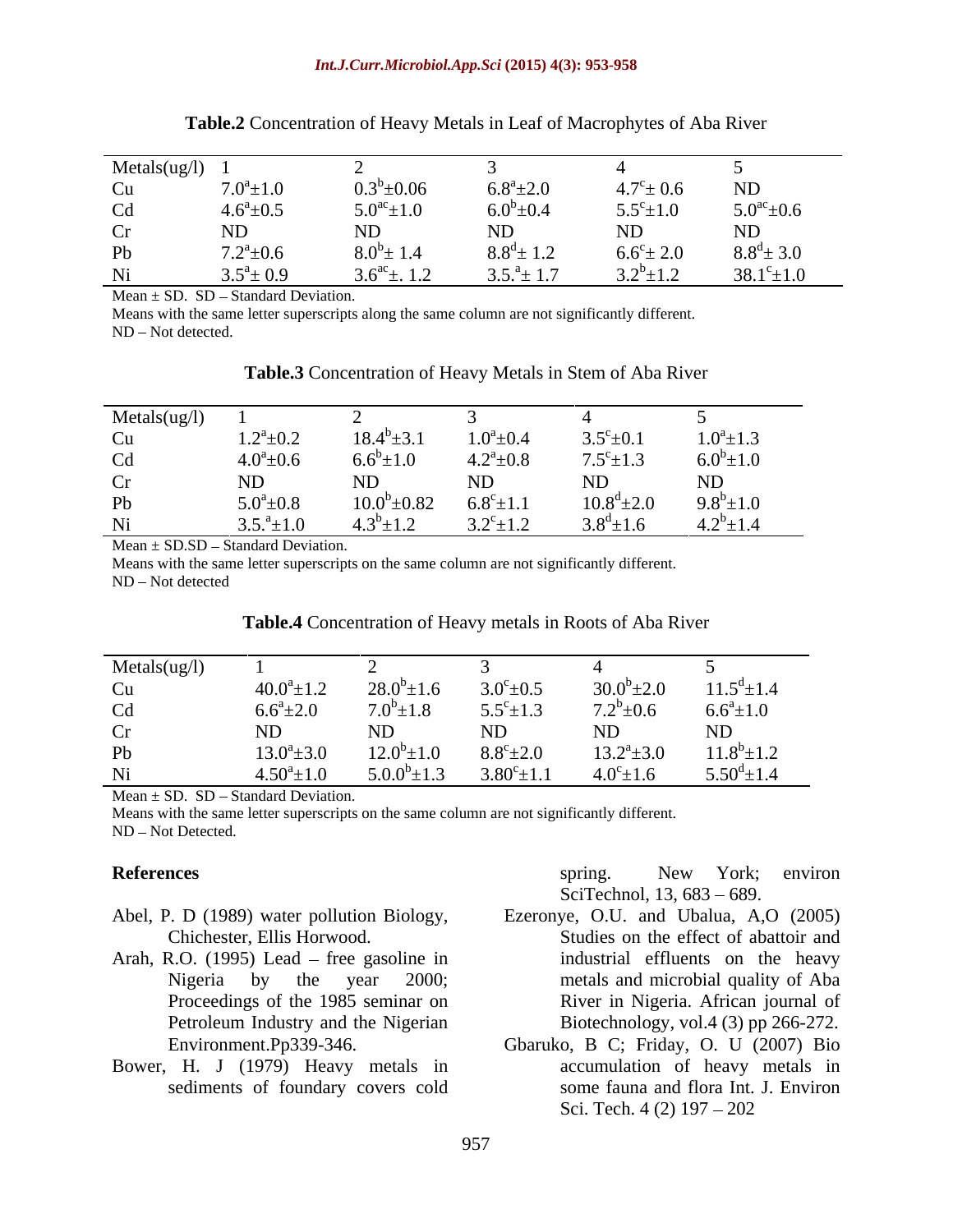**Table.2** Concentration of Heavy Metals in Leaf of Macrophytes of Aba River

| Metals(ug/l) | 1 | 2 | 3 | 4 | 5 |
|---|---|---|---|---|---|
| Cu | $7.0^{a}\pm1.0$ | $0.3^{b}\pm0.06$ | $6.8^{a}\pm2.0$ | $4.7^{c}\pm 0.6$ | ND |
| Cd | $4.6^{a}\pm0.5$ | $5.0^{ac}\pm1.0$ | $6.0^{b}\pm0.4$ | $5.5^{c}\pm1.0$ | $5.0^{ac}\pm0.6$ |
| Cr | ND | ND | ND | ND | ND |
| Pb | $7.2^{a}\pm0.6$ | $8.0^{b}\pm 1.4$ | $8.8^{d}\pm 1.2$ | $6.6^{c}\pm 2.0$ | $8.8^{d}\pm 3.0$ |
| Ni | $3.5^{a}\pm 0.9$ | $3.6^{ac}\pm. 1.2$ | $3.5.^{a}\pm 1.7$ | $3.2^{b}\pm1.2$ | $38.1^{c}\pm1.0$ |

Mean ± SD. SD – Standard Deviation.

Means with the same letter superscripts along the same column are not significantly different.

ND – Not detected.

**Table.3** Concentration of Heavy Metals in Stem of Aba River

| Metals(ug/l) | 1 | 2 | 3 | 4 | 5 |
|---|---|---|---|---|---|
| Cu | $1.2^{a}\pm0.2$ | $18.4^{b}\pm3.1$ | $1.0^{a}\pm0.4$ | $3.5^{c}\pm0.1$ | $1.0^{a}\pm1.3$ |
| Cd | $4.0^{a}\pm0.6$ | $6.6^{b}\pm1.0$ | $4.2^{a}\pm0.8$ | $7.5^{c}\pm1.3$ | $6.0^{b}\pm1.0$ |
| Cr | ND | ND | ND | ND | ND |
| Pb | $5.0^{a}\pm0.8$ | $10.0^{b}\pm0.82$ | $6.8^{c}\pm1.1$ | $10.8^{d}\pm2.0$ | $9.8^{b}\pm1.0$ |
| Ni | $3.5.^{a}\pm1.0$ | $4.3^{b}\pm1.2$ | $3.2^{c}\pm1.2$ | $3.8^{d}\pm1.6$ | $4.2^{b}\pm1.4$ |

Mean ± SD.SD – Standard Deviation.

Means with the same letter superscripts on the same column are not significantly different.

ND – Not detected

**Table.4** Concentration of Heavy metals in Roots of Aba River

| Metals(ug/l) | 1 | 2 | 3 | 4 | 5 |
|---|---|---|---|---|---|
| Cu | $40.0^{a}\pm1.2$ | $28.0^{b}\pm1.6$ | $3.0^{c}\pm0.5$ | $30.0^{b}\pm2.0$ | $11.5^{d}\pm1.4$ |
| Cd | $6.6^{a}\pm2.0$ | $7.0^{b}\pm1.8$ | $5.5^{c}\pm1.3$ | $7.2^{b}\pm0.6$ | $6.6^{a}\pm1.0$ |
| Cr | ND | ND | ND | ND | ND |
| Pb | $13.0^{a}\pm3.0$ | $12.0^{b}\pm1.0$ | $8.8^{c}\pm2.0$ | $13.2^{a}\pm3.0$ | $11.8^{b}\pm1.2$ |
| Ni | $4.50^{a}\pm1.0$ | $5.0.0^{b}\pm1.3$ | $3.80^{c}\pm1.1$ | $4.0^{c}\pm1.6$ | $5.50^{d}\pm1.4$ |

Mean ± SD. SD – Standard Deviation.

Means with the same letter superscripts on the same column are not significantly different.

ND – Not Detected.

## References

Abel, P. D (1989) water pollution Biology, Chichester, Ellis Horwood.

Arah, R.O. (1995) Lead – free gasoline in Nigeria by the year 2000; Proceedings of the 1985 seminar on Petroleum Industry and the Nigerian Environment.Pp339-346.

Bower, H. J (1979) Heavy metals in sediments of foundary covers cold spring. New York; environ SciTechnol, 13, 683 – 689.

Ezeronye, O.U. and Ubalua, A,O (2005) Studies on the effect of abattoir and industrial effluents on the heavy metals and microbial quality of Aba River in Nigeria. African journal of Biotechnology, vol.4 (3) pp 266-272.

Gbaruko, B C; Friday, O. U (2007) Bio accumulation of heavy metals in some fauna and flora Int. J. Environ Sci. Tech. 4 (2) 197 – 202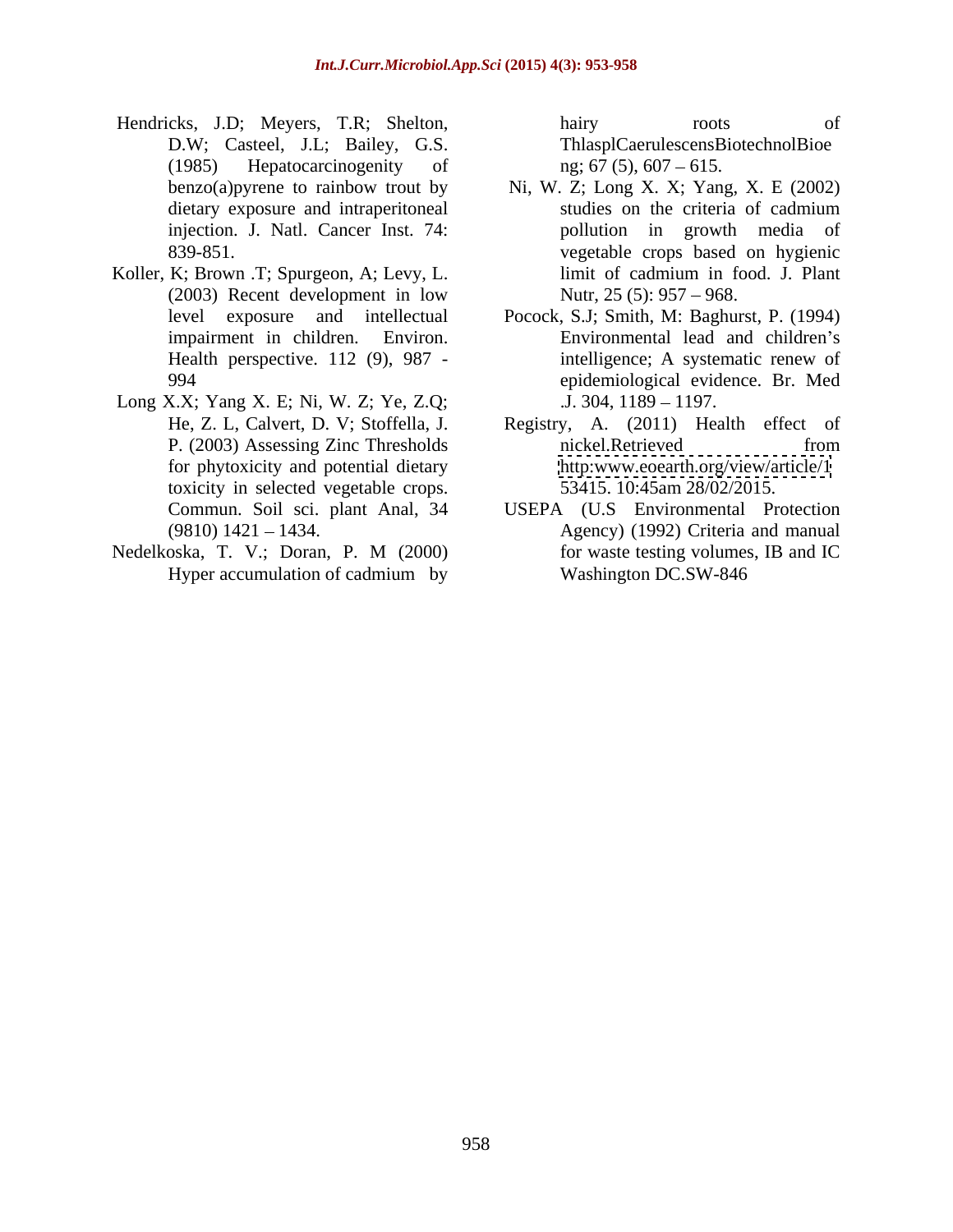Hendricks, J.D; Meyers, T.R; Shelton, D.W; Casteel, J.L; Bailey, G.S. (1985) Hepatocarcinogenity of benzo(a)pyrene to rainbow trout by dietary exposure and intraperitoneal injection. J. Natl. Cancer Inst. 74: 839-851.

Koller, K; Brown .T; Spurgeon, A; Levy, L. (2003) Recent development in low level exposure and intellectual impairment in children. Environ. Health perspective. 112 (9), 987 - 994

Long X.X; Yang X. E; Ni, W. Z; Ye, Z.Q; He, Z. L, Calvert, D. V; Stoffella, J. P. (2003) Assessing Zinc Thresholds for phytoxicity and potential dietary toxicity in selected vegetable crops. Commun. Soil sci. plant Anal, 34 (9810) 1421 – 1434.

Nedelkoska, T. V.; Doran, P. M (2000) Hyper accumulation of cadmium by hairy roots of ThlasplCaerulescensBiotechnolBioeng; 67 (5), 607 – 615.

Ni, W. Z; Long X. X; Yang, X. E (2002) studies on the criteria of cadmium pollution in growth media of vegetable crops based on hygienic limit of cadmium in food. J. Plant Nutr, 25 (5): 957 – 968.

Pocock, S.J; Smith, M: Baghurst, P. (1994) Environmental lead and children's intelligence; A systematic renew of epidemiological evidence. Br. Med .J. 304, 1189 – 1197.

Registry, A. (2011) Health effect of nickel.Retrieved from http:www.eoearth.org/view/article/153415. 10:45am 28/02/2015.

USEPA (U.S Environmental Protection Agency) (1992) Criteria and manual for waste testing volumes, IB and IC Washington DC.SW-846